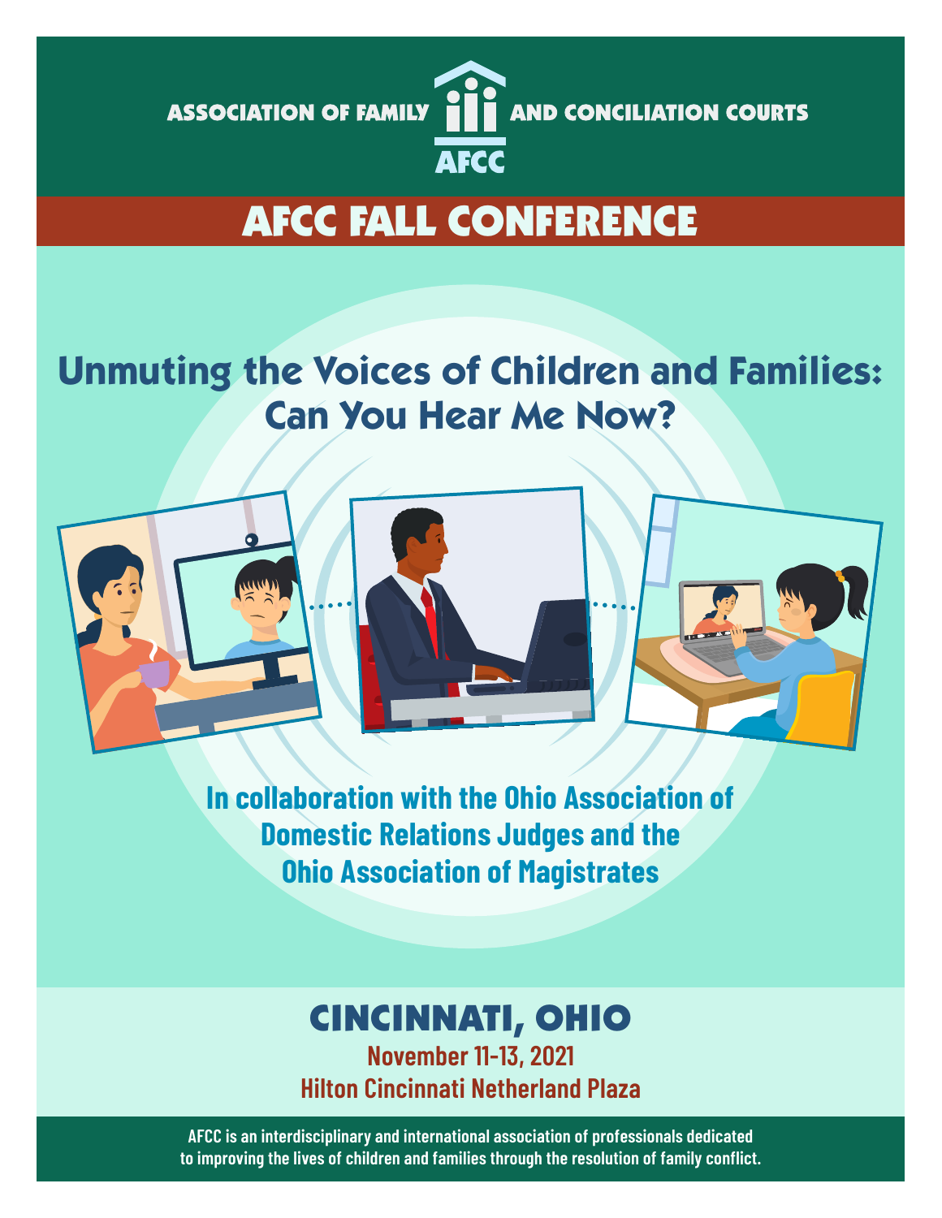ASSOCIATION OF FAMILY AND CONCILIATION COURTS

AFCC

# AFCC FALL CONFERENCE

## Unmuting the Voices of Children and Families: Can You Hear Me Now?

**In collaboration with the Ohio Association of Domestic Relations Judges and the Ohio Association of Magistrates**

## CINCINNATI, OHIO

**November 11-13, 2021**

**Hilton Cincinnati Netherland Plaza**

**AFCC is an interdisciplinary and international association of professionals dedicated to improving the lives of children and families through the resolution of family conflict.**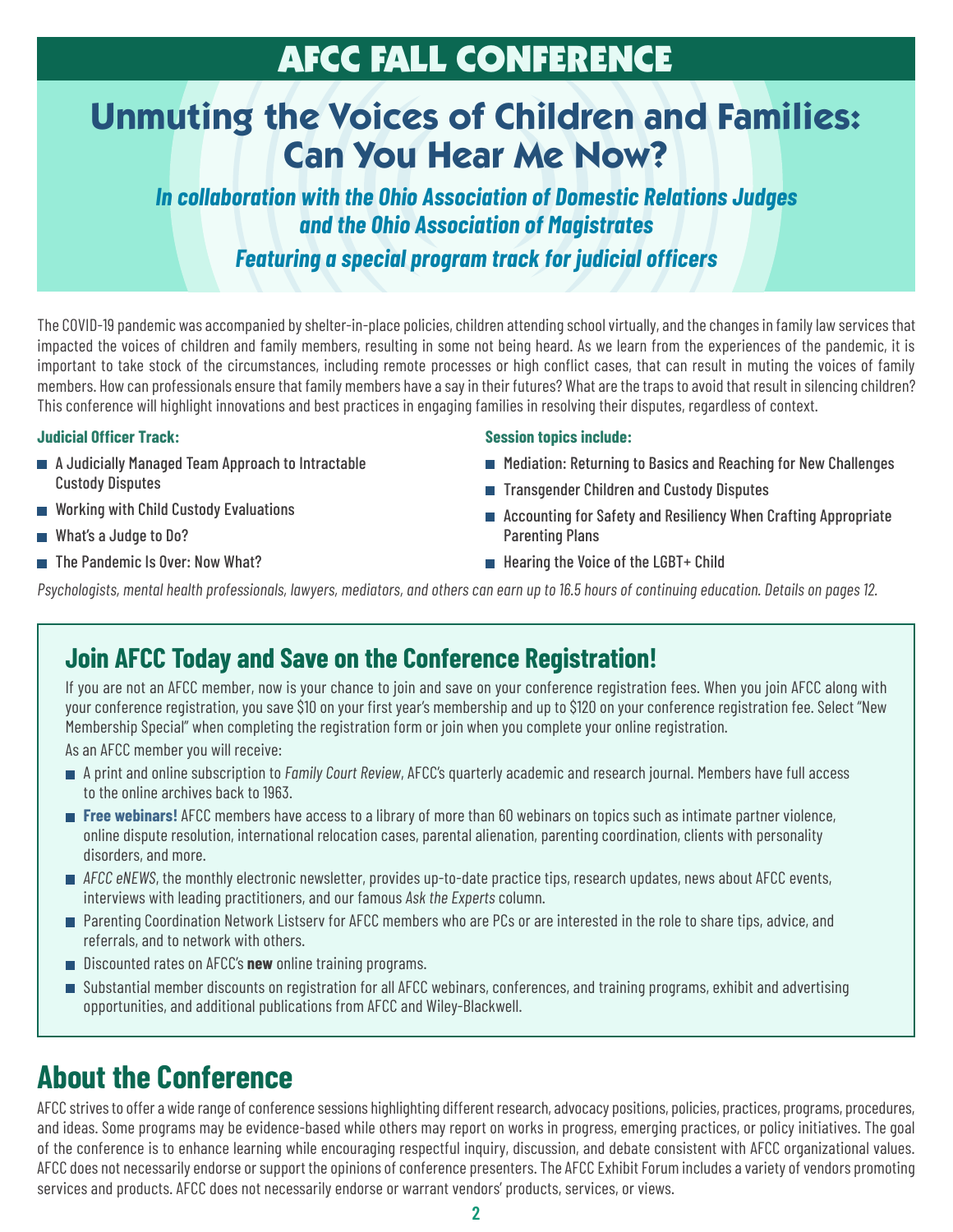# AFCC FALL CONFERENCE

## Unmuting the Voices of Children and Families: Can You Hear Me Now?

***In collaboration with the Ohio Association of Domestic Relations Judges and the Ohio Association of Magistrates***

***Featuring a special program track for judicial officers***

The COVID-19 pandemic was accompanied by shelter-in-place policies, children attending school virtually, and the changes in family law services that impacted the voices of children and family members, resulting in some not being heard. As we learn from the experiences of the pandemic, it is important to take stock of the circumstances, including remote processes or high conflict cases, that can result in muting the voices of family members. How can professionals ensure that family members have a say in their futures? What are the traps to avoid that result in silencing children? This conference will highlight innovations and best practices in engaging families in resolving their disputes, regardless of context.

**Judicial Officer Track:**

- A Judicially Managed Team Approach to Intractable Custody Disputes
- Working with Child Custody Evaluations
- What's a Judge to Do?
- The Pandemic Is Over: Now What?

**Session topics include:**

- Mediation: Returning to Basics and Reaching for New Challenges
- Transgender Children and Custody Disputes
- Accounting for Safety and Resiliency When Crafting Appropriate Parenting Plans
- Hearing the Voice of the LGBT+ Child

*Psychologists, mental health professionals, lawyers, mediators, and others can earn up to 16.5 hours of continuing education. Details on pages 12.*

## Join AFCC Today and Save on the Conference Registration!

If you are not an AFCC member, now is your chance to join and save on your conference registration fees. When you join AFCC along with your conference registration, you save $10 on your first year's membership and up to $120 on your conference registration fee. Select "New Membership Special" when completing the registration form or join when you complete your online registration.

As an AFCC member you will receive:

- A print and online subscription to *Family Court Review*, AFCC's quarterly academic and research journal. Members have full access to the online archives back to 1963.
- **Free webinars!** AFCC members have access to a library of more than 60 webinars on topics such as intimate partner violence, online dispute resolution, international relocation cases, parental alienation, parenting coordination, clients with personality disorders, and more.
- *AFCC eNEWS*, the monthly electronic newsletter, provides up-to-date practice tips, research updates, news about AFCC events, interviews with leading practitioners, and our famous *Ask the Experts* column.
- Parenting Coordination Network Listserv for AFCC members who are PCs or are interested in the role to share tips, advice, and referrals, and to network with others.
- Discounted rates on AFCC's **new** online training programs.
- Substantial member discounts on registration for all AFCC webinars, conferences, and training programs, exhibit and advertising opportunities, and additional publications from AFCC and Wiley-Blackwell.

## About the Conference

AFCC strives to offer a wide range of conference sessions highlighting different research, advocacy positions, policies, practices, programs, procedures, and ideas. Some programs may be evidence-based while others may report on works in progress, emerging practices, or policy initiatives. The goal of the conference is to enhance learning while encouraging respectful inquiry, discussion, and debate consistent with AFCC organizational values. AFCC does not necessarily endorse or support the opinions of conference presenters. The AFCC Exhibit Forum includes a variety of vendors promoting services and products. AFCC does not necessarily endorse or warrant vendors' products, services, or views.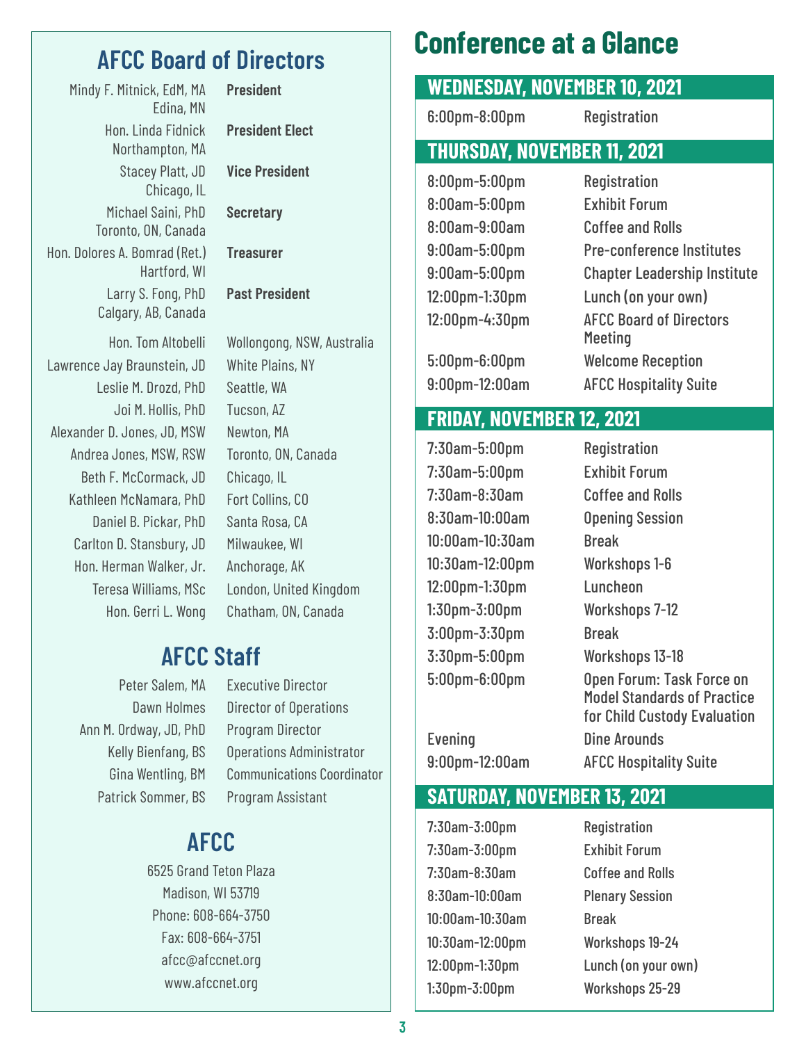## AFCC Board of Directors

| | |
|---|---|
| Mindy F. Mitnick, EdM, MA<br>Edina, MN | **President** |
| Hon. Linda Fidnick<br>Northampton, MA | **President Elect** |
| Stacey Platt, JD<br>Chicago, IL | **Vice President** |
| Michael Saini, PhD<br>Toronto, ON, Canada | **Secretary** |
| Hon. Dolores A. Bomrad (Ret.)<br>Hartford, WI | **Treasurer** |
| Larry S. Fong, PhD<br>Calgary, AB, Canada | **Past President** |
| Hon. Tom Altobelli | Wollongong, NSW, Australia |
| Lawrence Jay Braunstein, JD | White Plains, NY |
| Leslie M. Drozd, PhD | Seattle, WA |
| Joi M. Hollis, PhD | Tucson, AZ |
| Alexander D. Jones, JD, MSW | Newton, MA |
| Andrea Jones, MSW, RSW | Toronto, ON, Canada |
| Beth F. McCormack, JD | Chicago, IL |
| Kathleen McNamara, PhD | Fort Collins, CO |
| Daniel B. Pickar, PhD | Santa Rosa, CA |
| Carlton D. Stansbury, JD | Milwaukee, WI |
| Hon. Herman Walker, Jr. | Anchorage, AK |
| Teresa Williams, MSc | London, United Kingdom |
| Hon. Gerri L. Wong | Chatham, ON, Canada |

## AFCC Staff

| | |
|---|---|
| Peter Salem, MA | Executive Director |
| Dawn Holmes | Director of Operations |
| Ann M. Ordway, JD, PhD | Program Director |
| Kelly Bienfang, BS | Operations Administrator |
| Gina Wentling, BM | Communications Coordinator |
| Patrick Sommer, BS | Program Assistant |

## AFCC

6525 Grand Teton Plaza
Madison, WI 53719
Phone: 608-664-3750
Fax: 608-664-3751
afcc@afccnet.org
www.afccnet.org

# Conference at a Glance

### WEDNESDAY, NOVEMBER 10, 2021

| | |
|---|---|
| 6:00pm-8:00pm | Registration |

### THURSDAY, NOVEMBER 11, 2021

| | |
|---|---|
| 8:00pm-5:00pm | Registration |
| 8:00am-5:00pm | Exhibit Forum |
| 8:00am-9:00am | Coffee and Rolls |
| 9:00am-5:00pm | Pre-conference Institutes |
| 9:00am-5:00pm | Chapter Leadership Institute |
| 12:00pm-1:30pm | Lunch (on your own) |
| 12:00pm-4:30pm | AFCC Board of Directors Meeting |
| 5:00pm-6:00pm | Welcome Reception |
| 9:00pm-12:00am | AFCC Hospitality Suite |

### FRIDAY, NOVEMBER 12, 2021

| | |
|---|---|
| 7:30am-5:00pm | Registration |
| 7:30am-5:00pm | Exhibit Forum |
| 7:30am-8:30am | Coffee and Rolls |
| 8:30am-10:00am | Opening Session |
| 10:00am-10:30am | Break |
| 10:30am-12:00pm | Workshops 1-6 |
| 12:00pm-1:30pm | Luncheon |
| 1:30pm-3:00pm | Workshops 7-12 |
| 3:00pm-3:30pm | Break |
| 3:30pm-5:00pm | Workshops 13-18 |
| 5:00pm-6:00pm | Open Forum: Task Force on Model Standards of Practice for Child Custody Evaluation |
| Evening | Dine Arounds |
| 9:00pm-12:00am | AFCC Hospitality Suite |

### SATURDAY, NOVEMBER 13, 2021

| | |
|---|---|
| 7:30am-3:00pm | Registration |
| 7:30am-3:00pm | Exhibit Forum |
| 7:30am-8:30am | Coffee and Rolls |
| 8:30am-10:00am | Plenary Session |
| 10:00am-10:30am | Break |
| 10:30am-12:00pm | Workshops 19-24 |
| 12:00pm-1:30pm | Lunch (on your own) |
| 1:30pm-3:00pm | Workshops 25-29 |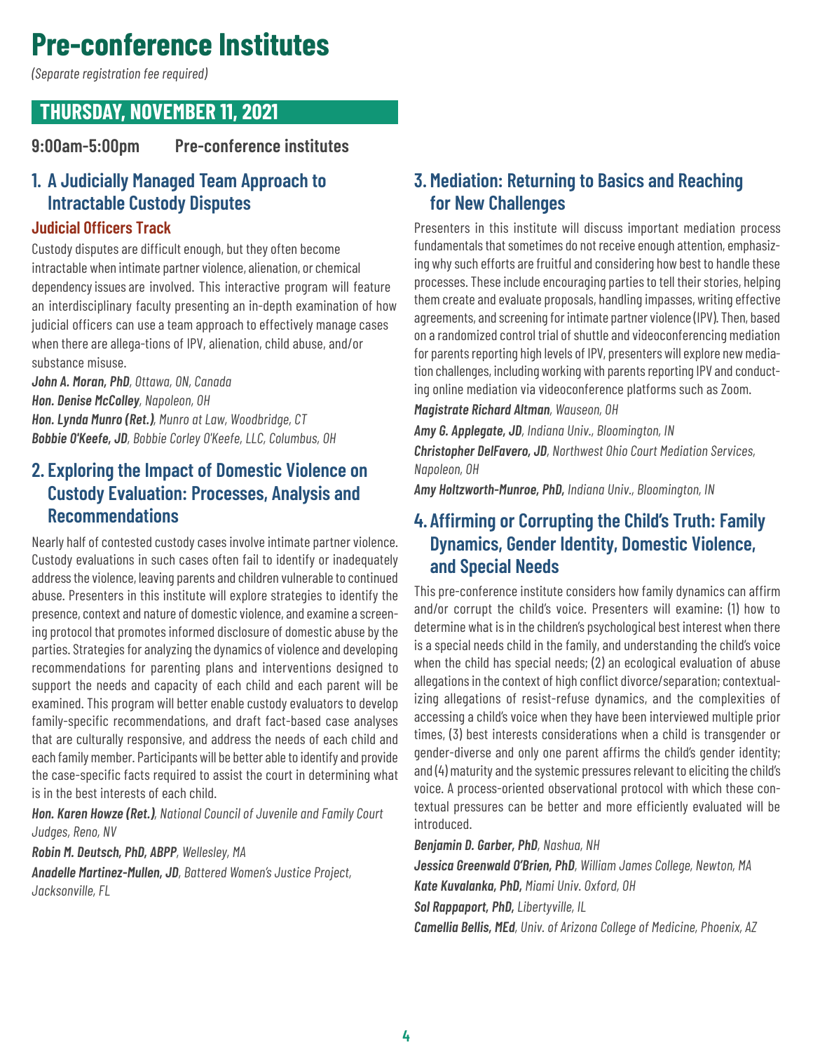# Pre-conference Institutes

*(Separate registration fee required)*

## THURSDAY, NOVEMBER 11, 2021

**9:00am-5:00pm Pre-conference institutes**

### 1. A Judicially Managed Team Approach to Intractable Custody Disputes

**Judicial Officers Track**

Custody disputes are difficult enough, but they often become intractable when intimate partner violence, alienation, or chemical dependency issues are involved. This interactive program will feature an interdisciplinary faculty presenting an in-depth examination of how judicial officers can use a team approach to effectively manage cases when there are allega-tions of IPV, alienation, child abuse, and/or substance misuse.

***John A. Moran, PhD****, Ottawa, ON, Canada*
***Hon. Denise McColley****, Napoleon, OH*
***Hon. Lynda Munro (Ret.)****, Munro at Law, Woodbridge, CT*
***Bobbie O'Keefe, JD****, Bobbie Corley O'Keefe, LLC, Columbus, OH*

### 2. Exploring the Impact of Domestic Violence on Custody Evaluation: Processes, Analysis and Recommendations

Nearly half of contested custody cases involve intimate partner violence. Custody evaluations in such cases often fail to identify or inadequately address the violence, leaving parents and children vulnerable to continued abuse. Presenters in this institute will explore strategies to identify the presence, context and nature of domestic violence, and examine a screening protocol that promotes informed disclosure of domestic abuse by the parties. Strategies for analyzing the dynamics of violence and developing recommendations for parenting plans and interventions designed to support the needs and capacity of each child and each parent will be examined. This program will better enable custody evaluators to develop family-specific recommendations, and draft fact-based case analyses that are culturally responsive, and address the needs of each child and each family member. Participants will be better able to identify and provide the case-specific facts required to assist the court in determining what is in the best interests of each child.

***Hon. Karen Howze (Ret.)****, National Council of Juvenile and Family Court Judges, Reno, NV*
***Robin M. Deutsch, PhD, ABPP****, Wellesley, MA*
***Anadelle Martinez-Mullen, JD****, Battered Women's Justice Project, Jacksonville, FL*

### 3. Mediation: Returning to Basics and Reaching for New Challenges

Presenters in this institute will discuss important mediation process fundamentals that sometimes do not receive enough attention, emphasizing why such efforts are fruitful and considering how best to handle these processes. These include encouraging parties to tell their stories, helping them create and evaluate proposals, handling impasses, writing effective agreements, and screening for intimate partner violence (IPV). Then, based on a randomized control trial of shuttle and videoconferencing mediation for parents reporting high levels of IPV, presenters will explore new mediation challenges, including working with parents reporting IPV and conducting online mediation via videoconference platforms such as Zoom.

***Magistrate Richard Altman****, Wauseon, OH*
***Amy G. Applegate, JD****, Indiana Univ., Bloomington, IN*
***Christopher DelFavero, JD****, Northwest Ohio Court Mediation Services, Napoleon, OH*
***Amy Holtzworth-Munroe, PhD,*** *Indiana Univ., Bloomington, IN*

### 4. Affirming or Corrupting the Child's Truth: Family Dynamics, Gender Identity, Domestic Violence, and Special Needs

This pre-conference institute considers how family dynamics can affirm and/or corrupt the child's voice. Presenters will examine: (1) how to determine what is in the children's psychological best interest when there is a special needs child in the family, and understanding the child's voice when the child has special needs; (2) an ecological evaluation of abuse allegations in the context of high conflict divorce/separation; contextualizing allegations of resist-refuse dynamics, and the complexities of accessing a child's voice when they have been interviewed multiple prior times, (3) best interests considerations when a child is transgender or gender-diverse and only one parent affirms the child's gender identity; and (4) maturity and the systemic pressures relevant to eliciting the child's voice. A process-oriented observational protocol with which these contextual pressures can be better and more efficiently evaluated will be introduced.

***Benjamin D. Garber, PhD****, Nashua, NH*
***Jessica Greenwald O'Brien, PhD****, William James College, Newton, MA*
***Kate Kuvalanka, PhD,*** *Miami Univ. Oxford, OH*
***Sol Rappaport, PhD,*** *Libertyville, IL*
***Camellia Bellis, MEd****, Univ. of Arizona College of Medicine, Phoenix, AZ*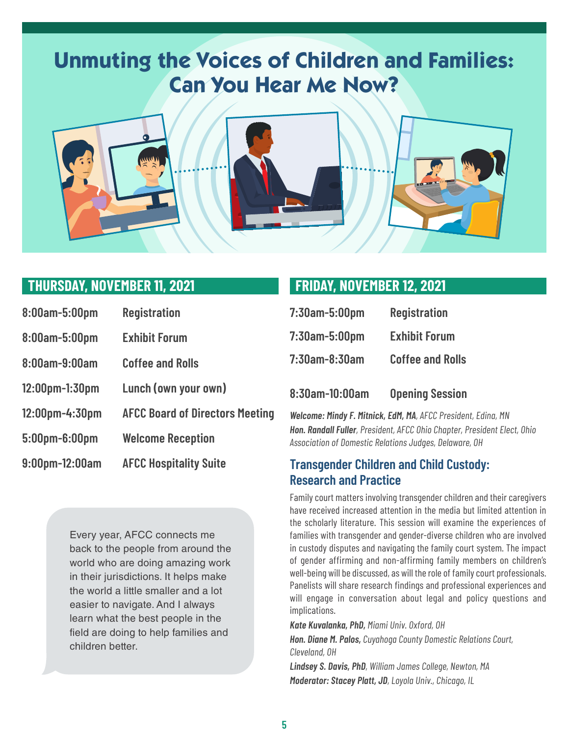# Unmuting the Voices of Children and Families: Can You Hear Me Now?

## THURSDAY, NOVEMBER 11, 2021

| | |
|---|---|
| 8:00am-5:00pm | Registration |
| 8:00am-5:00pm | Exhibit Forum |
| 8:00am-9:00am | Coffee and Rolls |
| 12:00pm-1:30pm | Lunch (own your own) |
| 12:00pm-4:30pm | AFCC Board of Directors Meeting |
| 5:00pm-6:00pm | Welcome Reception |
| 9:00pm-12:00am | AFCC Hospitality Suite |

Every year, AFCC connects me back to the people from around the world who are doing amazing work in their jurisdictions. It helps make the world a little smaller and a lot easier to navigate. And I always learn what the best people in the field are doing to help families and children better.

## FRIDAY, NOVEMBER 12, 2021

| | |
|---|---|
| 7:30am-5:00pm | Registration |
| 7:30am-5:00pm | Exhibit Forum |
| 7:30am-8:30am | Coffee and Rolls |
| 8:30am-10:00am | Opening Session |

***Welcome: Mindy F. Mitnick, EdM, MA**, AFCC President, Edina, MN*

***Hon. Randall Fuller**, President, AFCC Ohio Chapter, President Elect, Ohio Association of Domestic Relations Judges, Delaware, OH*

### Transgender Children and Child Custody: Research and Practice

Family court matters involving transgender children and their caregivers have received increased attention in the media but limited attention in the scholarly literature. This session will examine the experiences of families with transgender and gender-diverse children who are involved in custody disputes and navigating the family court system. The impact of gender affirming and non-affirming family members on children's well-being will be discussed, as will the role of family court professionals. Panelists will share research findings and professional experiences and will engage in conversation about legal and policy questions and implications.

***Kate Kuvalanka, PhD,** Miami Univ. Oxford, OH*

***Hon. Diane M. Palos,** Cuyahoga County Domestic Relations Court, Cleveland, OH*

***Lindsey S. Davis, PhD**, William James College, Newton, MA*

***Moderator: Stacey Platt, JD**, Loyola Univ., Chicago, IL*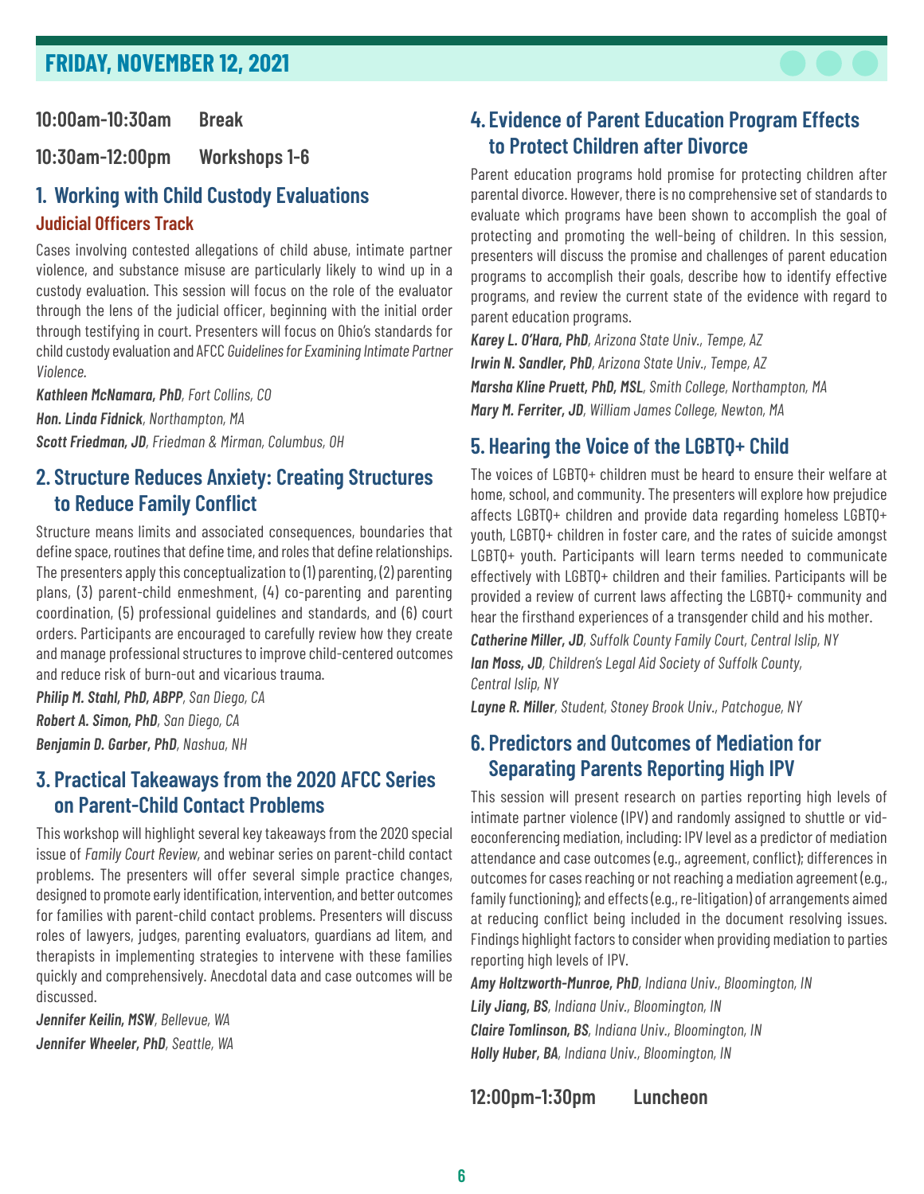## FRIDAY, NOVEMBER 12, 2021

**10:00am-10:30am Break**

**10:30am-12:00pm Workshops 1-6**

### 1. Working with Child Custody Evaluations

**Judicial Officers Track**

Cases involving contested allegations of child abuse, intimate partner violence, and substance misuse are particularly likely to wind up in a custody evaluation. This session will focus on the role of the evaluator through the lens of the judicial officer, beginning with the initial order through testifying in court. Presenters will focus on Ohio's standards for child custody evaluation and AFCC *Guidelines for Examining Intimate Partner Violence*.

***Kathleen McNamara, PhD***, *Fort Collins, CO*
***Hon. Linda Fidnick***, *Northampton, MA*
***Scott Friedman, JD***, *Friedman & Mirman, Columbus, OH*

### 2. Structure Reduces Anxiety: Creating Structures to Reduce Family Conflict

Structure means limits and associated consequences, boundaries that define space, routines that define time, and roles that define relationships. The presenters apply this conceptualization to (1) parenting, (2) parenting plans, (3) parent-child enmeshment, (4) co-parenting and parenting coordination, (5) professional guidelines and standards, and (6) court orders. Participants are encouraged to carefully review how they create and manage professional structures to improve child-centered outcomes and reduce risk of burn-out and vicarious trauma.

***Philip M. Stahl, PhD, ABPP***, *San Diego, CA*
***Robert A. Simon, PhD***, *San Diego, CA*
***Benjamin D. Garber, PhD***, *Nashua, NH*

### 3. Practical Takeaways from the 2020 AFCC Series on Parent-Child Contact Problems

This workshop will highlight several key takeaways from the 2020 special issue of *Family Court Review*, and webinar series on parent-child contact problems. The presenters will offer several simple practice changes, designed to promote early identification, intervention, and better outcomes for families with parent-child contact problems. Presenters will discuss roles of lawyers, judges, parenting evaluators, guardians ad litem, and therapists in implementing strategies to intervene with these families quickly and comprehensively. Anecdotal data and case outcomes will be discussed.

***Jennifer Keilin, MSW***, *Bellevue, WA*
***Jennifer Wheeler, PhD***, *Seattle, WA*

### 4. Evidence of Parent Education Program Effects to Protect Children after Divorce

Parent education programs hold promise for protecting children after parental divorce. However, there is no comprehensive set of standards to evaluate which programs have been shown to accomplish the goal of protecting and promoting the well-being of children. In this session, presenters will discuss the promise and challenges of parent education programs to accomplish their goals, describe how to identify effective programs, and review the current state of the evidence with regard to parent education programs.

***Karey L. O'Hara, PhD***, *Arizona State Univ., Tempe, AZ*
***Irwin N. Sandler, PhD***, *Arizona State Univ., Tempe, AZ*
***Marsha Kline Pruett, PhD, MSL***, *Smith College, Northampton, MA*
***Mary M. Ferriter, JD***, *William James College, Newton, MA*

### 5. Hearing the Voice of the LGBTQ+ Child

The voices of LGBTQ+ children must be heard to ensure their welfare at home, school, and community. The presenters will explore how prejudice affects LGBTQ+ children and provide data regarding homeless LGBTQ+ youth, LGBTQ+ children in foster care, and the rates of suicide amongst LGBTQ+ youth. Participants will learn terms needed to communicate effectively with LGBTQ+ children and their families. Participants will be provided a review of current laws affecting the LGBTQ+ community and hear the firsthand experiences of a transgender child and his mother.

***Catherine Miller, JD***, *Suffolk County Family Court, Central Islip, NY*
***Ian Moss, JD***, *Children's Legal Aid Society of Suffolk County, Central Islip, NY*
***Layne R. Miller***, *Student, Stoney Brook Univ., Patchogue, NY*

### 6. Predictors and Outcomes of Mediation for Separating Parents Reporting High IPV

This session will present research on parties reporting high levels of intimate partner violence (IPV) and randomly assigned to shuttle or videoconferencing mediation, including: IPV level as a predictor of mediation attendance and case outcomes (e.g., agreement, conflict); differences in outcomes for cases reaching or not reaching a mediation agreement (e.g., family functioning); and effects (e.g., re-litigation) of arrangements aimed at reducing conflict being included in the document resolving issues. Findings highlight factors to consider when providing mediation to parties reporting high levels of IPV.

***Amy Holtzworth-Munroe, PhD***, *Indiana Univ., Bloomington, IN*
***Lily Jiang, BS***, *Indiana Univ., Bloomington, IN*
***Claire Tomlinson, BS***, *Indiana Univ., Bloomington, IN*
***Holly Huber, BA***, *Indiana Univ., Bloomington, IN*

**12:00pm-1:30pm Luncheon**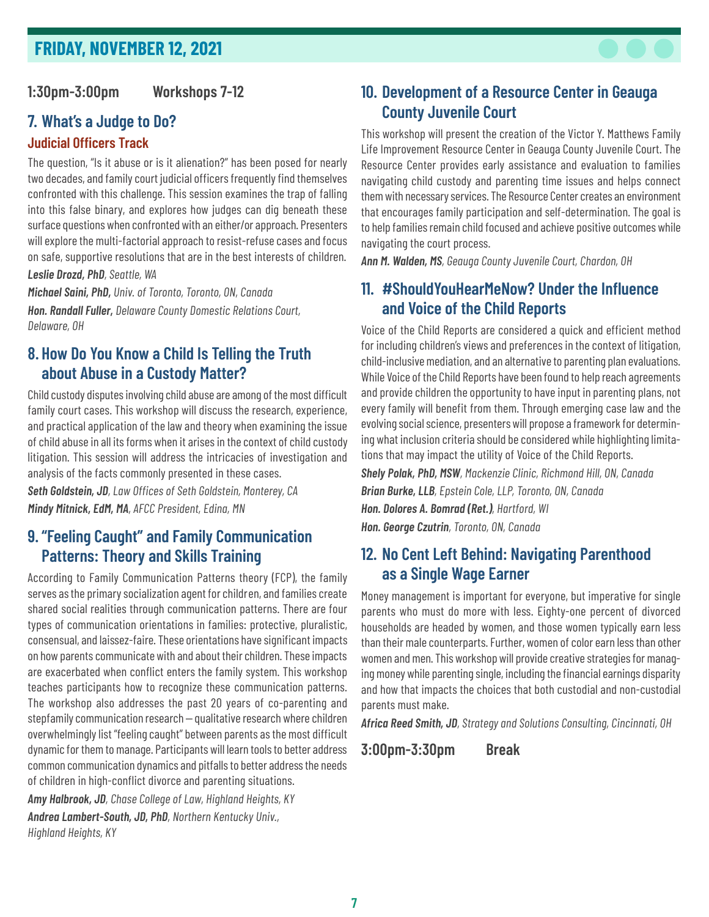# FRIDAY, NOVEMBER 12, 2021

**1:30pm-3:00pm Workshops 7-12**

## 7. What's a Judge to Do?

**Judicial Officers Track**

The question, "Is it abuse or is it alienation?" has been posed for nearly two decades, and family court judicial officers frequently find themselves confronted with this challenge. This session examines the trap of falling into this false binary, and explores how judges can dig beneath these surface questions when confronted with an either/or approach. Presenters will explore the multi-factorial approach to resist-refuse cases and focus on safe, supportive resolutions that are in the best interests of children.

***Leslie Drozd, PhD**, Seattle, WA*

***Michael Saini, PhD**, Univ. of Toronto, Toronto, ON, Canada*

***Hon. Randall Fuller**, Delaware County Domestic Relations Court, Delaware, OH*

## 8. How Do You Know a Child Is Telling the Truth about Abuse in a Custody Matter?

Child custody disputes involving child abuse are among of the most difficult family court cases. This workshop will discuss the research, experience, and practical application of the law and theory when examining the issue of child abuse in all its forms when it arises in the context of child custody litigation. This session will address the intricacies of investigation and analysis of the facts commonly presented in these cases.

***Seth Goldstein, JD**, Law Offices of Seth Goldstein, Monterey, CA*

***Mindy Mitnick, EdM, MA**, AFCC President, Edina, MN*

## 9. "Feeling Caught" and Family Communication Patterns: Theory and Skills Training

According to Family Communication Patterns theory (FCP), the family serves as the primary socialization agent for children, and families create shared social realities through communication patterns. There are four types of communication orientations in families: protective, pluralistic, consensual, and laissez-faire. These orientations have significant impacts on how parents communicate with and about their children. These impacts are exacerbated when conflict enters the family system. This workshop teaches participants how to recognize these communication patterns. The workshop also addresses the past 20 years of co-parenting and stepfamily communication research – qualitative research where children overwhelmingly list "feeling caught" between parents as the most difficult dynamic for them to manage. Participants will learn tools to better address common communication dynamics and pitfalls to better address the needs of children in high-conflict divorce and parenting situations.

***Amy Halbrook, JD**, Chase College of Law, Highland Heights, KY*

***Andrea Lambert-South, JD, PhD**, Northern Kentucky Univ., Highland Heights, KY*

## 10. Development of a Resource Center in Geauga County Juvenile Court

This workshop will present the creation of the Victor Y. Matthews Family Life Improvement Resource Center in Geauga County Juvenile Court. The Resource Center provides early assistance and evaluation to families navigating child custody and parenting time issues and helps connect them with necessary services. The Resource Center creates an environment that encourages family participation and self-determination. The goal is to help families remain child focused and achieve positive outcomes while navigating the court process.

***Ann M. Walden, MS**, Geauga County Juvenile Court, Chardon, OH*

## 11. #ShouldYouHearMeNow? Under the Influence and Voice of the Child Reports

Voice of the Child Reports are considered a quick and efficient method for including children's views and preferences in the context of litigation, child-inclusive mediation, and an alternative to parenting plan evaluations. While Voice of the Child Reports have been found to help reach agreements and provide children the opportunity to have input in parenting plans, not every family will benefit from them. Through emerging case law and the evolving social science, presenters will propose a framework for determining what inclusion criteria should be considered while highlighting limitations that may impact the utility of Voice of the Child Reports.

***Shely Polak, PhD, MSW**, Mackenzie Clinic, Richmond Hill, ON, Canada*

***Brian Burke, LLB**, Epstein Cole, LLP, Toronto, ON, Canada*

***Hon. Dolores A. Bomrad (Ret.)**, Hartford, WI*

***Hon. George Czutrin**, Toronto, ON, Canada*

## 12. No Cent Left Behind: Navigating Parenthood as a Single Wage Earner

Money management is important for everyone, but imperative for single parents who must do more with less. Eighty-one percent of divorced households are headed by women, and those women typically earn less than their male counterparts. Further, women of color earn less than other women and men. This workshop will provide creative strategies for managing money while parenting single, including the financial earnings disparity and how that impacts the choices that both custodial and non-custodial parents must make.

***Africa Reed Smith, JD**, Strategy and Solutions Consulting, Cincinnati, OH*

**3:00pm-3:30pm Break**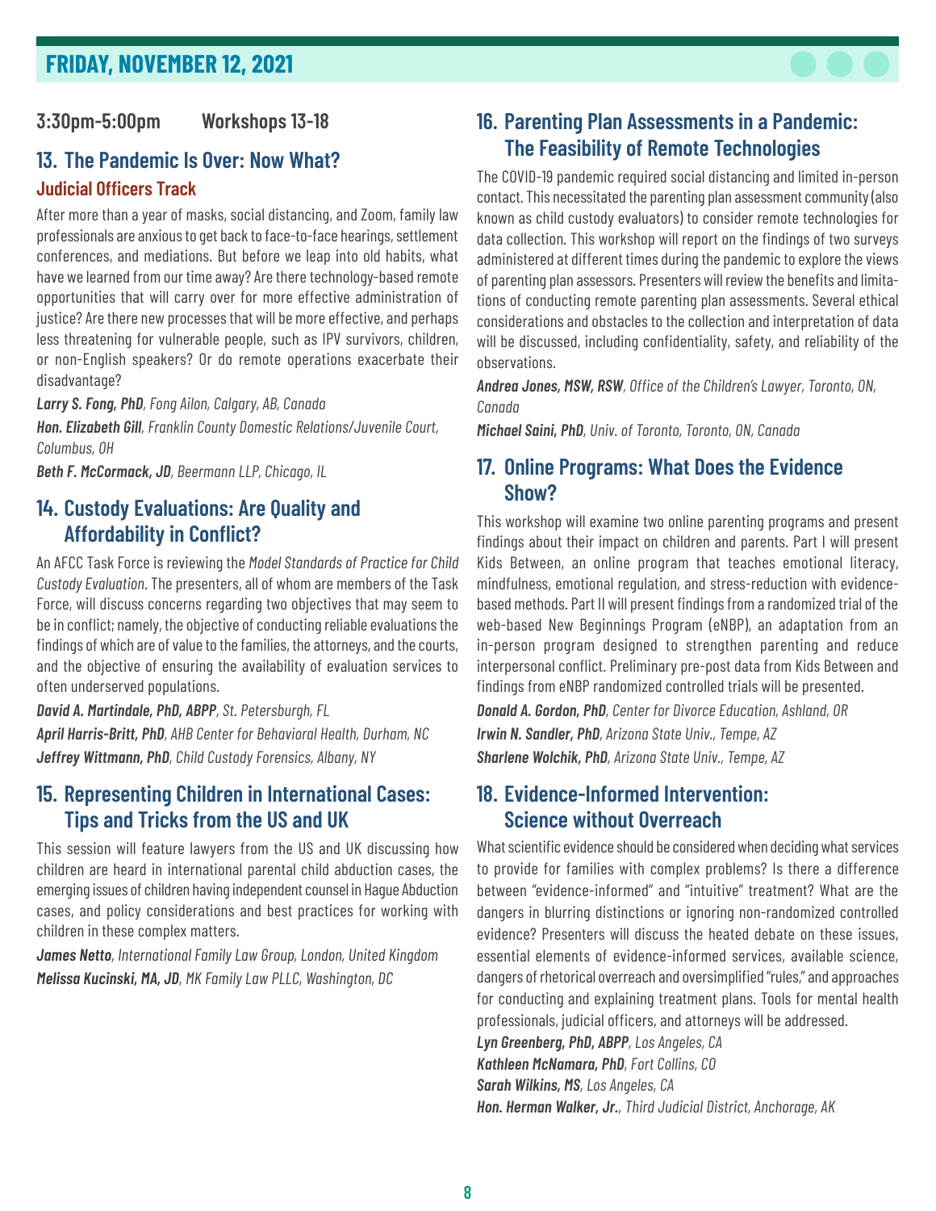# FRIDAY, NOVEMBER 12, 2021

## 3:30pm-5:00pm Workshops 13-18

### 13. The Pandemic Is Over: Now What?

**Judicial Officers Track**

After more than a year of masks, social distancing, and Zoom, family law professionals are anxious to get back to face-to-face hearings, settlement conferences, and mediations. But before we leap into old habits, what have we learned from our time away? Are there technology-based remote opportunities that will carry over for more effective administration of justice? Are there new processes that will be more effective, and perhaps less threatening for vulnerable people, such as IPV survivors, children, or non-English speakers? Or do remote operations exacerbate their disadvantage?

***Larry S. Fong, PhD****, Fong Ailon, Calgary, AB, Canada*

***Hon. Elizabeth Gill****, Franklin County Domestic Relations/Juvenile Court, Columbus, OH*

***Beth F. McCormack, JD****, Beermann LLP, Chicago, IL*

### 14. Custody Evaluations: Are Quality and Affordability in Conflict?

An AFCC Task Force is reviewing the *Model Standards of Practice for Child Custody Evaluation*. The presenters, all of whom are members of the Task Force, will discuss concerns regarding two objectives that may seem to be in conflict; namely, the objective of conducting reliable evaluations the findings of which are of value to the families, the attorneys, and the courts, and the objective of ensuring the availability of evaluation services to often underserved populations.

***David A. Martindale, PhD, ABPP****, St. Petersburgh, FL*

***April Harris-Britt, PhD****, AHB Center for Behavioral Health, Durham, NC*

***Jeffrey Wittmann, PhD****, Child Custody Forensics, Albany, NY*

### 15. Representing Children in International Cases: Tips and Tricks from the US and UK

This session will feature lawyers from the US and UK discussing how children are heard in international parental child abduction cases, the emerging issues of children having independent counsel in Hague Abduction cases, and policy considerations and best practices for working with children in these complex matters.

***James Netto****, International Family Law Group, London, United Kingdom*

***Melissa Kucinski, MA, JD****, MK Family Law PLLC, Washington, DC*

### 16. Parenting Plan Assessments in a Pandemic: The Feasibility of Remote Technologies

The COVID-19 pandemic required social distancing and limited in-person contact. This necessitated the parenting plan assessment community (also known as child custody evaluators) to consider remote technologies for data collection. This workshop will report on the findings of two surveys administered at different times during the pandemic to explore the views of parenting plan assessors. Presenters will review the benefits and limitations of conducting remote parenting plan assessments. Several ethical considerations and obstacles to the collection and interpretation of data will be discussed, including confidentiality, safety, and reliability of the observations.

***Andrea Jones, MSW, RSW****, Office of the Children's Lawyer, Toronto, ON, Canada*

***Michael Saini, PhD****, Univ. of Toronto, Toronto, ON, Canada*

### 17. Online Programs: What Does the Evidence Show?

This workshop will examine two online parenting programs and present findings about their impact on children and parents. Part I will present Kids Between, an online program that teaches emotional literacy, mindfulness, emotional regulation, and stress-reduction with evidence-based methods. Part II will present findings from a randomized trial of the web-based New Beginnings Program (eNBP), an adaptation from an in-person program designed to strengthen parenting and reduce interpersonal conflict. Preliminary pre-post data from Kids Between and findings from eNBP randomized controlled trials will be presented.

***Donald A. Gordon, PhD****, Center for Divorce Education, Ashland, OR*

***Irwin N. Sandler, PhD****, Arizona State Univ., Tempe, AZ*

***Sharlene Wolchik, PhD****, Arizona State Univ., Tempe, AZ*

### 18. Evidence-Informed Intervention: Science without Overreach

What scientific evidence should be considered when deciding what services to provide for families with complex problems? Is there a difference between "evidence-informed" and "intuitive" treatment? What are the dangers in blurring distinctions or ignoring non-randomized controlled evidence? Presenters will discuss the heated debate on these issues, essential elements of evidence-informed services, available science, dangers of rhetorical overreach and oversimplified "rules," and approaches for conducting and explaining treatment plans. Tools for mental health professionals, judicial officers, and attorneys will be addressed.

***Lyn Greenberg, PhD, ABPP****, Los Angeles, CA*

***Kathleen McNamara, PhD****, Fort Collins, CO*

***Sarah Wilkins, MS****, Los Angeles, CA*

***Hon. Herman Walker, Jr.****, Third Judicial District, Anchorage, AK*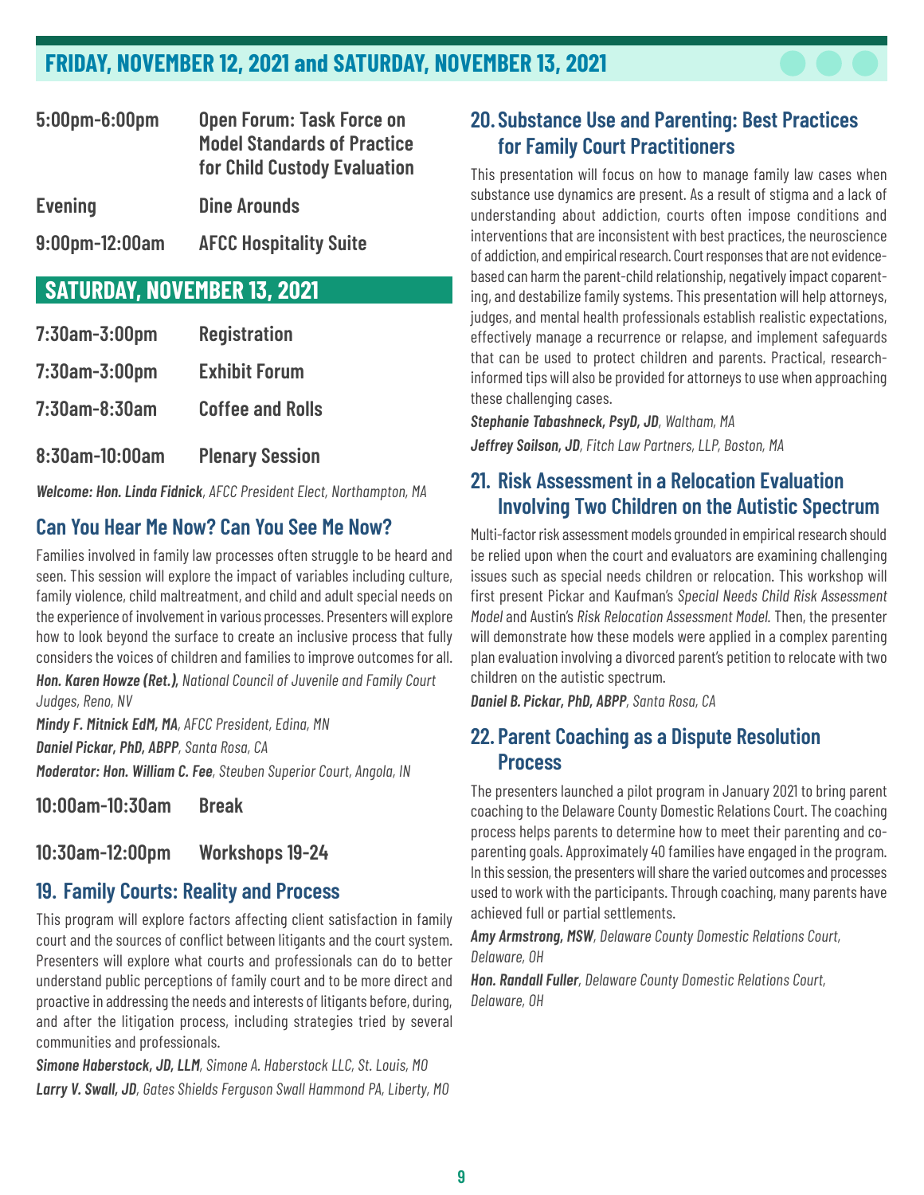## FRIDAY, NOVEMBER 12, 2021 and SATURDAY, NOVEMBER 13, 2021

| | |
|---|---|
| **5:00pm-6:00pm** | **Open Forum: Task Force on Model Standards of Practice for Child Custody Evaluation** |
| **Evening** | **Dine Arounds** |
| **9:00pm-12:00am** | **AFCC Hospitality Suite** |

## SATURDAY, NOVEMBER 13, 2021

| | |
|---|---|
| **7:30am-3:00pm** | **Registration** |
| **7:30am-3:00pm** | **Exhibit Forum** |
| **7:30am-8:30am** | **Coffee and Rolls** |
| **8:30am-10:00am** | **Plenary Session** |

***Welcome: Hon. Linda Fidnick**, AFCC President Elect, Northampton, MA*

### Can You Hear Me Now? Can You See Me Now?

Families involved in family law processes often struggle to be heard and seen. This session will explore the impact of variables including culture, family violence, child maltreatment, and child and adult special needs on the experience of involvement in various processes. Presenters will explore how to look beyond the surface to create an inclusive process that fully considers the voices of children and families to improve outcomes for all.

***Hon. Karen Howze (Ret.)**, National Council of Juvenile and Family Court Judges, Reno, NV*

***Mindy F. Mitnick EdM, MA**, AFCC President, Edina, MN*

***Daniel Pickar, PhD, ABPP**, Santa Rosa, CA*

***Moderator: Hon. William C. Fee**, Steuben Superior Court, Angola, IN*

| | |
|---|---|
| **10:00am-10:30am** | **Break** |
| **10:30am-12:00pm** | **Workshops 19-24** |

### 19. Family Courts: Reality and Process

This program will explore factors affecting client satisfaction in family court and the sources of conflict between litigants and the court system. Presenters will explore what courts and professionals can do to better understand public perceptions of family court and to be more direct and proactive in addressing the needs and interests of litigants before, during, and after the litigation process, including strategies tried by several communities and professionals.

***Simone Haberstock, JD, LLM**, Simone A. Haberstock LLC, St. Louis, MO*

***Larry V. Swall, JD**, Gates Shields Ferguson Swall Hammond PA, Liberty, MO*

### 20. Substance Use and Parenting: Best Practices for Family Court Practitioners

This presentation will focus on how to manage family law cases when substance use dynamics are present. As a result of stigma and a lack of understanding about addiction, courts often impose conditions and interventions that are inconsistent with best practices, the neuroscience of addiction, and empirical research. Court responses that are not evidence-based can harm the parent-child relationship, negatively impact coparenting, and destabilize family systems. This presentation will help attorneys, judges, and mental health professionals establish realistic expectations, effectively manage a recurrence or relapse, and implement safeguards that can be used to protect children and parents. Practical, research-informed tips will also be provided for attorneys to use when approaching these challenging cases.

***Stephanie Tabashneck, PsyD, JD**, Waltham, MA*

***Jeffrey Soilson, JD**, Fitch Law Partners, LLP, Boston, MA*

### 21. Risk Assessment in a Relocation Evaluation Involving Two Children on the Autistic Spectrum

Multi-factor risk assessment models grounded in empirical research should be relied upon when the court and evaluators are examining challenging issues such as special needs children or relocation. This workshop will first present Pickar and Kaufman's *Special Needs Child Risk Assessment Model* and Austin's *Risk Relocation Assessment Model.* Then, the presenter will demonstrate how these models were applied in a complex parenting plan evaluation involving a divorced parent's petition to relocate with two children on the autistic spectrum.

***Daniel B. Pickar, PhD, ABPP**, Santa Rosa, CA*

### 22. Parent Coaching as a Dispute Resolution Process

The presenters launched a pilot program in January 2021 to bring parent coaching to the Delaware County Domestic Relations Court. The coaching process helps parents to determine how to meet their parenting and co-parenting goals. Approximately 40 families have engaged in the program. In this session, the presenters will share the varied outcomes and processes used to work with the participants. Through coaching, many parents have achieved full or partial settlements.

***Amy Armstrong, MSW**, Delaware County Domestic Relations Court, Delaware, OH*

***Hon. Randall Fuller**, Delaware County Domestic Relations Court, Delaware, OH*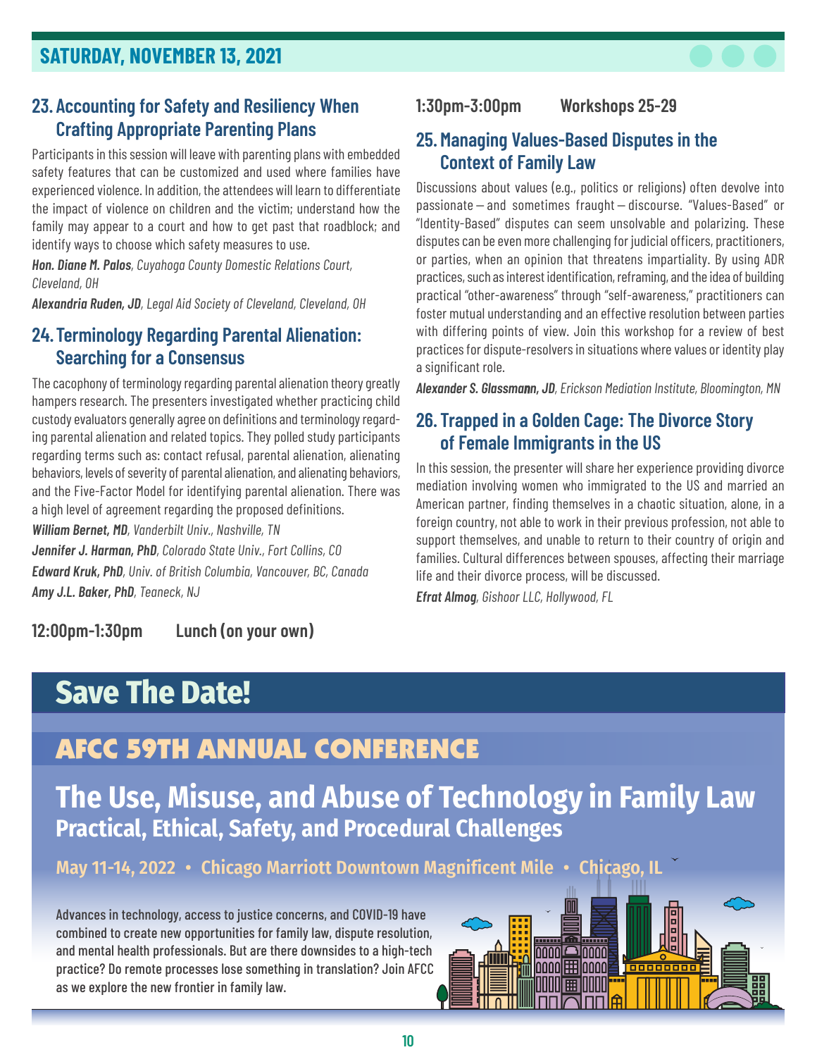## SATURDAY, NOVEMBER 13, 2021

### 23. Accounting for Safety and Resiliency When Crafting Appropriate Parenting Plans

Participants in this session will leave with parenting plans with embedded safety features that can be customized and used where families have experienced violence. In addition, the attendees will learn to differentiate the impact of violence on children and the victim; understand how the family may appear to a court and how to get past that roadblock; and identify ways to choose which safety measures to use.

***Hon. Diane M. Palos**, Cuyahoga County Domestic Relations Court, Cleveland, OH*

***Alexandria Ruden, JD**, Legal Aid Society of Cleveland, Cleveland, OH*

### 24. Terminology Regarding Parental Alienation: Searching for a Consensus

The cacophony of terminology regarding parental alienation theory greatly hampers research. The presenters investigated whether practicing child custody evaluators generally agree on definitions and terminology regarding parental alienation and related topics. They polled study participants regarding terms such as: contact refusal, parental alienation, alienating behaviors, levels of severity of parental alienation, and alienating behaviors, and the Five-Factor Model for identifying parental alienation. There was a high level of agreement regarding the proposed definitions.

***William Bernet, MD**, Vanderbilt Univ., Nashville, TN*

***Jennifer J. Harman, PhD**, Colorado State Univ., Fort Collins, CO*

***Edward Kruk, PhD**, Univ. of British Columbia, Vancouver, BC, Canada*

***Amy J.L. Baker, PhD**, Teaneck, NJ*

**12:00pm-1:30pm Lunch (on your own)**

**1:30pm-3:00pm Workshops 25-29**

### 25. Managing Values-Based Disputes in the Context of Family Law

Discussions about values (e.g., politics or religions) often devolve into passionate – and sometimes fraught – discourse. "Values-Based" or "Identity-Based" disputes can seem unsolvable and polarizing. These disputes can be even more challenging for judicial officers, practitioners, or parties, when an opinion that threatens impartiality. By using ADR practices, such as interest identification, reframing, and the idea of building practical "other-awareness" through "self-awareness," practitioners can foster mutual understanding and an effective resolution between parties with differing points of view. Join this workshop for a review of best practices for dispute-resolvers in situations where values or identity play a significant role.

***Alexander S. Glassmann, JD**, Erickson Mediation Institute, Bloomington, MN*

### 26. Trapped in a Golden Cage: The Divorce Story of Female Immigrants in the US

In this session, the presenter will share her experience providing divorce mediation involving women who immigrated to the US and married an American partner, finding themselves in a chaotic situation, alone, in a foreign country, not able to work in their previous profession, not able to support themselves, and unable to return to their country of origin and families. Cultural differences between spouses, affecting their marriage life and their divorce process, will be discussed.

***Efrat Almog**, Gishoor LLC, Hollywood, FL*

# Save The Date!

## AFCC 59TH ANNUAL CONFERENCE

## The Use, Misuse, and Abuse of Technology in Family Law

### Practical, Ethical, Safety, and Procedural Challenges

**May 11-14, 2022 • Chicago Marriott Downtown Magnificent Mile • Chicago, IL**

Advances in technology, access to justice concerns, and COVID-19 have combined to create new opportunities for family law, dispute resolution, and mental health professionals. But are there downsides to a high-tech practice? Do remote processes lose something in translation? Join AFCC as we explore the new frontier in family law.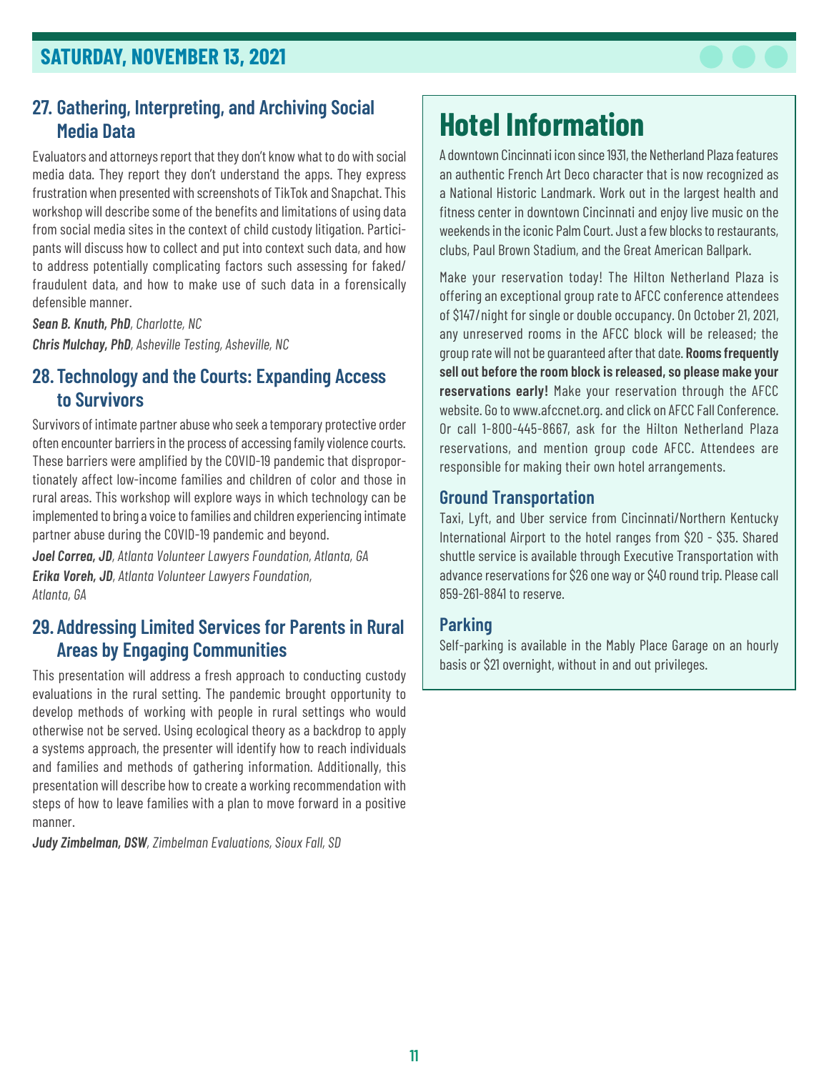## SATURDAY, NOVEMBER 13, 2021

### 27. Gathering, Interpreting, and Archiving Social Media Data

Evaluators and attorneys report that they don't know what to do with social media data. They report they don't understand the apps. They express frustration when presented with screenshots of TikTok and Snapchat. This workshop will describe some of the benefits and limitations of using data from social media sites in the context of child custody litigation. Participants will discuss how to collect and put into context such data, and how to address potentially complicating factors such assessing for faked/fraudulent data, and how to make use of such data in a forensically defensible manner.

***Sean B. Knuth, PhD**, Charlotte, NC*
***Chris Mulchay, PhD**, Asheville Testing, Asheville, NC*

### 28. Technology and the Courts: Expanding Access to Survivors

Survivors of intimate partner abuse who seek a temporary protective order often encounter barriers in the process of accessing family violence courts. These barriers were amplified by the COVID-19 pandemic that disproportionately affect low-income families and children of color and those in rural areas. This workshop will explore ways in which technology can be implemented to bring a voice to families and children experiencing intimate partner abuse during the COVID-19 pandemic and beyond.

***Joel Correa, JD**, Atlanta Volunteer Lawyers Foundation, Atlanta, GA*
***Erika Voreh, JD**, Atlanta Volunteer Lawyers Foundation, Atlanta, GA*

### 29. Addressing Limited Services for Parents in Rural Areas by Engaging Communities

This presentation will address a fresh approach to conducting custody evaluations in the rural setting. The pandemic brought opportunity to develop methods of working with people in rural settings who would otherwise not be served. Using ecological theory as a backdrop to apply a systems approach, the presenter will identify how to reach individuals and families and methods of gathering information. Additionally, this presentation will describe how to create a working recommendation with steps of how to leave families with a plan to move forward in a positive manner.

***Judy Zimbelman, DSW**, Zimbelman Evaluations, Sioux Fall, SD*

# Hotel Information

A downtown Cincinnati icon since 1931, the Netherland Plaza features an authentic French Art Deco character that is now recognized as a National Historic Landmark. Work out in the largest health and fitness center in downtown Cincinnati and enjoy live music on the weekends in the iconic Palm Court. Just a few blocks to restaurants, clubs, Paul Brown Stadium, and the Great American Ballpark.

Make your reservation today! The Hilton Netherland Plaza is offering an exceptional group rate to AFCC conference attendees of $147/night for single or double occupancy. On October 21, 2021, any unreserved rooms in the AFCC block will be released; the group rate will not be guaranteed after that date. **Rooms frequently sell out before the room block is released, so please make your reservations early!** Make your reservation through the AFCC website. Go to www.afccnet.org. and click on AFCC Fall Conference. Or call 1-800-445-8667, ask for the Hilton Netherland Plaza reservations, and mention group code AFCC. Attendees are responsible for making their own hotel arrangements.

### Ground Transportation

Taxi, Lyft, and Uber service from Cincinnati/Northern Kentucky International Airport to the hotel ranges from $20 - $35. Shared shuttle service is available through Executive Transportation with advance reservations for $26 one way or $40 round trip. Please call 859-261-8841 to reserve.

### Parking

Self-parking is available in the Mably Place Garage on an hourly basis or $21 overnight, without in and out privileges.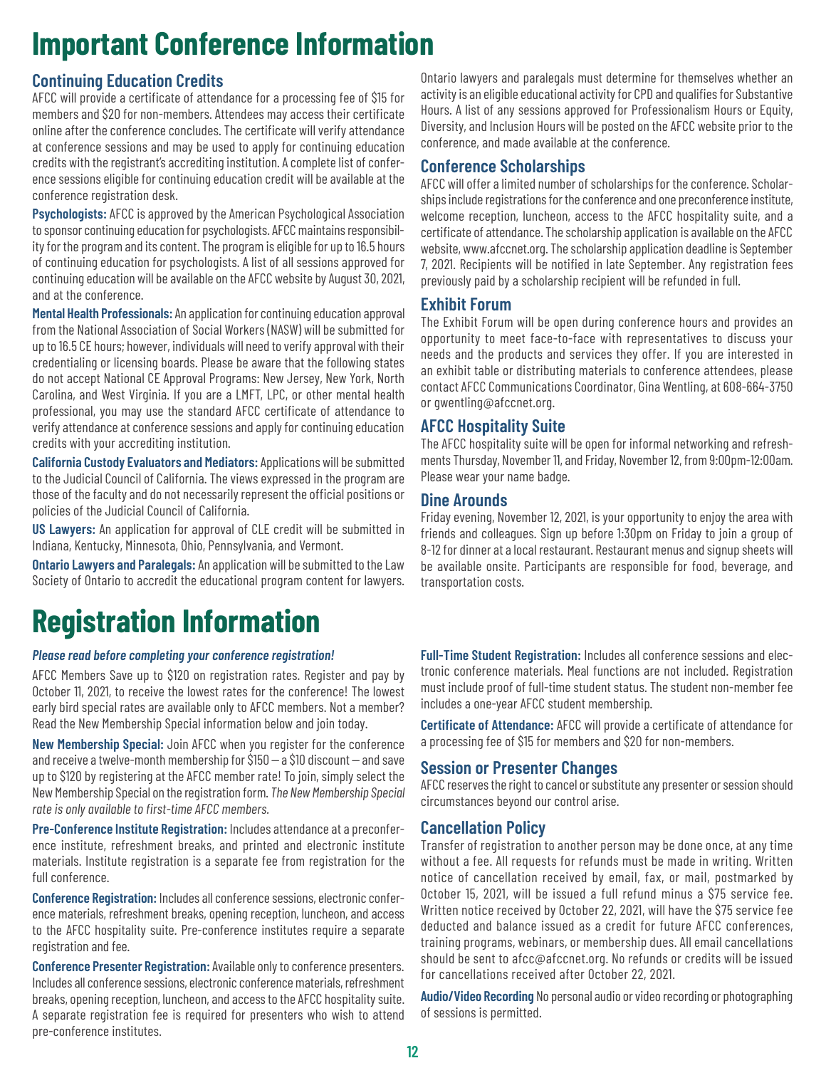# Important Conference Information

## Continuing Education Credits

AFCC will provide a certificate of attendance for a processing fee of $15 for members and $20 for non-members. Attendees may access their certificate online after the conference concludes. The certificate will verify attendance at conference sessions and may be used to apply for continuing education credits with the registrant's accrediting institution. A complete list of conference sessions eligible for continuing education credit will be available at the conference registration desk.

**Psychologists:** AFCC is approved by the American Psychological Association to sponsor continuing education for psychologists. AFCC maintains responsibility for the program and its content. The program is eligible for up to 16.5 hours of continuing education for psychologists. A list of all sessions approved for continuing education will be available on the AFCC website by August 30, 2021, and at the conference.

**Mental Health Professionals:** An application for continuing education approval from the National Association of Social Workers (NASW) will be submitted for up to 16.5 CE hours; however, individuals will need to verify approval with their credentialing or licensing boards. Please be aware that the following states do not accept National CE Approval Programs: New Jersey, New York, North Carolina, and West Virginia. If you are a LMFT, LPC, or other mental health professional, you may use the standard AFCC certificate of attendance to verify attendance at conference sessions and apply for continuing education credits with your accrediting institution.

**California Custody Evaluators and Mediators:** Applications will be submitted to the Judicial Council of California. The views expressed in the program are those of the faculty and do not necessarily represent the official positions or policies of the Judicial Council of California.

**US Lawyers:** An application for approval of CLE credit will be submitted in Indiana, Kentucky, Minnesota, Ohio, Pennsylvania, and Vermont.

**Ontario Lawyers and Paralegals:** An application will be submitted to the Law Society of Ontario to accredit the educational program content for lawyers. Ontario lawyers and paralegals must determine for themselves whether an activity is an eligible educational activity for CPD and qualifies for Substantive Hours. A list of any sessions approved for Professionalism Hours or Equity, Diversity, and Inclusion Hours will be posted on the AFCC website prior to the conference, and made available at the conference.

## Conference Scholarships

AFCC will offer a limited number of scholarships for the conference. Scholarships include registrations for the conference and one preconference institute, welcome reception, luncheon, access to the AFCC hospitality suite, and a certificate of attendance. The scholarship application is available on the AFCC website, www.afccnet.org. The scholarship application deadline is September 7, 2021. Recipients will be notified in late September. Any registration fees previously paid by a scholarship recipient will be refunded in full.

## Exhibit Forum

The Exhibit Forum will be open during conference hours and provides an opportunity to meet face-to-face with representatives to discuss your needs and the products and services they offer. If you are interested in an exhibit table or distributing materials to conference attendees, please contact AFCC Communications Coordinator, Gina Wentling, at 608-664-3750 or gwentling@afccnet.org.

## AFCC Hospitality Suite

The AFCC hospitality suite will be open for informal networking and refreshments Thursday, November 11, and Friday, November 12, from 9:00pm-12:00am. Please wear your name badge.

## Dine Arounds

Friday evening, November 12, 2021, is your opportunity to enjoy the area with friends and colleagues. Sign up before 1:30pm on Friday to join a group of 8-12 for dinner at a local restaurant. Restaurant menus and signup sheets will be available onsite. Participants are responsible for food, beverage, and transportation costs.

# Registration Information

***Please read before completing your conference registration!***

AFCC Members Save up to $120 on registration rates. Register and pay by October 11, 2021, to receive the lowest rates for the conference! The lowest early bird special rates are available only to AFCC members. Not a member? Read the New Membership Special information below and join today.

**New Membership Special:** Join AFCC when you register for the conference and receive a twelve-month membership for $150 — a $10 discount — and save up to $120 by registering at the AFCC member rate! To join, simply select the New Membership Special on the registration form. *The New Membership Special rate is only available to first-time AFCC members.*

**Pre-Conference Institute Registration:** Includes attendance at a preconference institute, refreshment breaks, and printed and electronic institute materials. Institute registration is a separate fee from registration for the full conference.

**Conference Registration:** Includes all conference sessions, electronic conference materials, refreshment breaks, opening reception, luncheon, and access to the AFCC hospitality suite. Pre-conference institutes require a separate registration and fee.

**Conference Presenter Registration:** Available only to conference presenters. Includes all conference sessions, electronic conference materials, refreshment breaks, opening reception, luncheon, and access to the AFCC hospitality suite. A separate registration fee is required for presenters who wish to attend pre-conference institutes.

**Full-Time Student Registration:** Includes all conference sessions and electronic conference materials. Meal functions are not included. Registration must include proof of full-time student status. The student non-member fee includes a one-year AFCC student membership.

**Certificate of Attendance:** AFCC will provide a certificate of attendance for a processing fee of $15 for members and $20 for non-members.

## Session or Presenter Changes

AFCC reserves the right to cancel or substitute any presenter or session should circumstances beyond our control arise.

## Cancellation Policy

Transfer of registration to another person may be done once, at any time without a fee. All requests for refunds must be made in writing. Written notice of cancellation received by email, fax, or mail, postmarked by October 15, 2021, will be issued a full refund minus a $75 service fee. Written notice received by October 22, 2021, will have the $75 service fee deducted and balance issued as a credit for future AFCC conferences, training programs, webinars, or membership dues. All email cancellations should be sent to afcc@afccnet.org. No refunds or credits will be issued for cancellations received after October 22, 2021.

**Audio/Video Recording** No personal audio or video recording or photographing of sessions is permitted.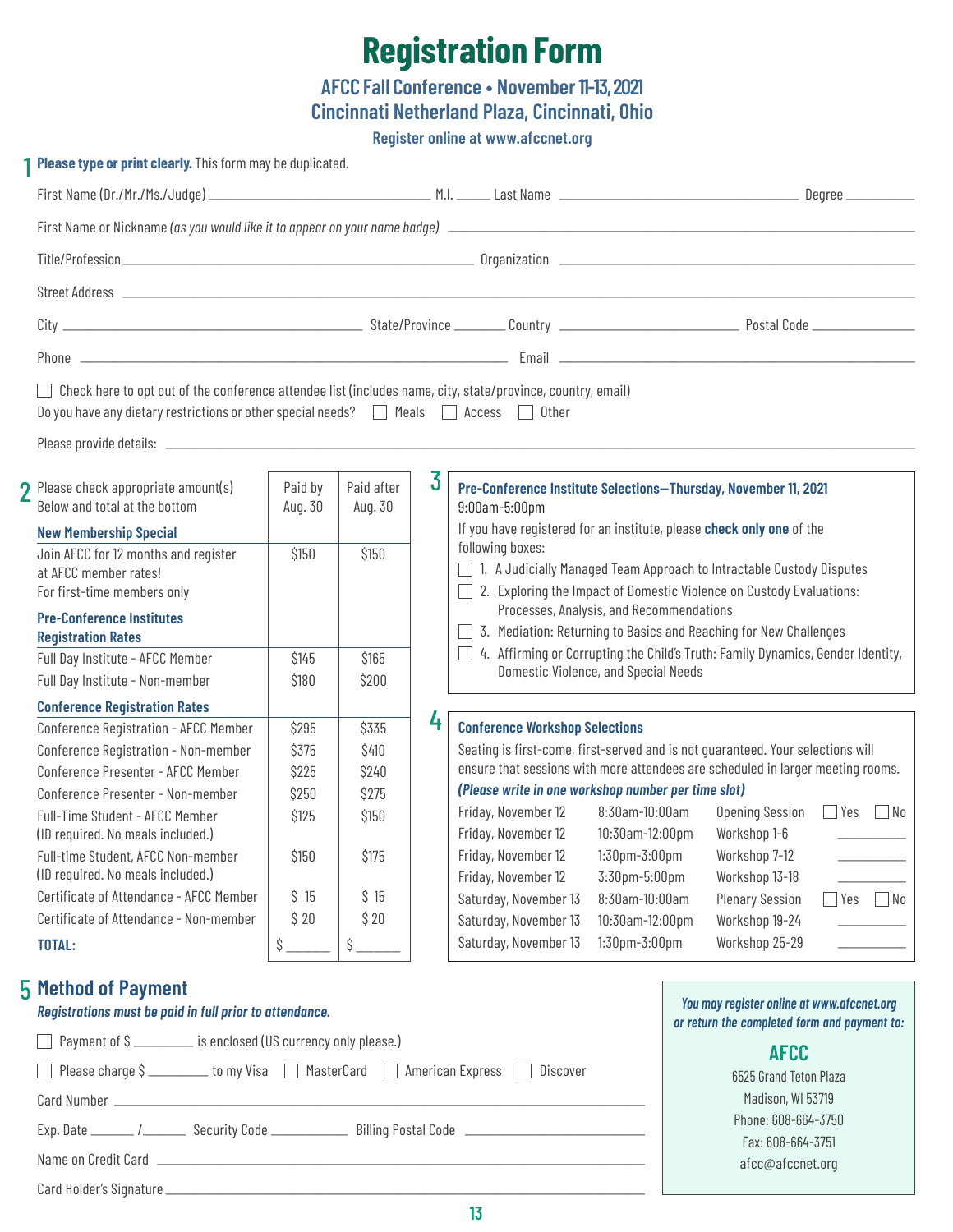# Registration Form

## AFCC Fall Conference • November 11-13, 2021
## Cincinnati Netherland Plaza, Cincinnati, Ohio

**Register online at www.afccnet.org**

### 1

**Please type or print clearly.** This form may be duplicated.

First Name (Dr./Mr./Ms./Judge) ______________________ M.I. _____ Last Name ______________________ Degree _________

First Name or Nickname *(as you would like it to appear on your name badge)* ______________________

Title/Profession ______________________ Organization ______________________

Street Address ______________________

City ______________________ State/Province _______ Country ______________________ Postal Code _____________

Phone ______________________ Email ______________________

☐ Check here to opt out of the conference attendee list (includes name, city, state/province, country, email)

Do you have any dietary restrictions or other special needs? ☐ Meals ☐ Access ☐ Other

Please provide details: ______________________

### 2

| Please check appropriate amount(s) Below and total at the bottom | Paid by Aug. 30 | Paid after Aug. 30 |
|---|---|---|
| **New Membership Special** | | |
| Join AFCC for 12 months and register at AFCC member rates! For first-time members only | $150 | $150 |
| **Pre-Conference Institutes Registration Rates** | | |
| Full Day Institute - AFCC Member | $145 | $165 |
| Full Day Institute - Non-member | $180 | $200 |
| **Conference Registration Rates** | | |
| Conference Registration - AFCC Member | $295 | $335 |
| Conference Registration - Non-member | $375 | $410 |
| Conference Presenter - AFCC Member | $225 | $240 |
| Conference Presenter - Non-member | $250 | $275 |
| Full-Time Student - AFCC Member (ID required. No meals included.) | $125 | $150 |
| Full-time Student, AFCC Non-member (ID required. No meals included.) | $150 | $175 |
| Certificate of Attendance - AFCC Member | $ 15 | $ 15 |
| Certificate of Attendance - Non-member | $ 20 | $ 20 |
| **TOTAL:** | $ ______ | $ ______ |

### 3

**Pre-Conference Institute Selections—Thursday, November 11, 2021**
9:00am-5:00pm

If you have registered for an institute, please **check only one** of the following boxes:

☐ 1. A Judicially Managed Team Approach to Intractable Custody Disputes

☐ 2. Exploring the Impact of Domestic Violence on Custody Evaluations: Processes, Analysis, and Recommendations

☐ 3. Mediation: Returning to Basics and Reaching for New Challenges

☐ 4. Affirming or Corrupting the Child's Truth: Family Dynamics, Gender Identity, Domestic Violence, and Special Needs

### 4

**Conference Workshop Selections**

Seating is first-come, first-served and is not guaranteed. Your selections will ensure that sessions with more attendees are scheduled in larger meeting rooms.

***(Please write in one workshop number per time slot)***

| | | | |
|---|---|---|---|
| Friday, November 12 | 8:30am-10:00am | Opening Session | ☐ Yes ☐ No |
| Friday, November 12 | 10:30am-12:00pm | Workshop 1-6 | ________ |
| Friday, November 12 | 1:30pm-3:00pm | Workshop 7-12 | ________ |
| Friday, November 12 | 3:30pm-5:00pm | Workshop 13-18 | ________ |
| Saturday, November 13 | 8:30am-10:00am | Plenary Session | ☐ Yes ☐ No |
| Saturday, November 13 | 10:30am-12:00pm | Workshop 19-24 | ________ |
| Saturday, November 13 | 1:30pm-3:00pm | Workshop 25-29 | ________ |

### 5 Method of Payment

***Registrations must be paid in full prior to attendance.***

☐ Payment of $ ________ is enclosed (US currency only please.)

☐ Please charge $ ________ to my Visa ☐ MasterCard ☐ American Express ☐ Discover

Card Number ______________________

Exp. Date ______ /______ Security Code __________ Billing Postal Code ______________________

Name on Credit Card ______________________

Card Holder's Signature ______________________

*You may register online at www.afccnet.org or return the completed form and payment to:*

**AFCC**
6525 Grand Teton Plaza
Madison, WI 53719
Phone: 608-664-3750
Fax: 608-664-3751
afcc@afccnet.org